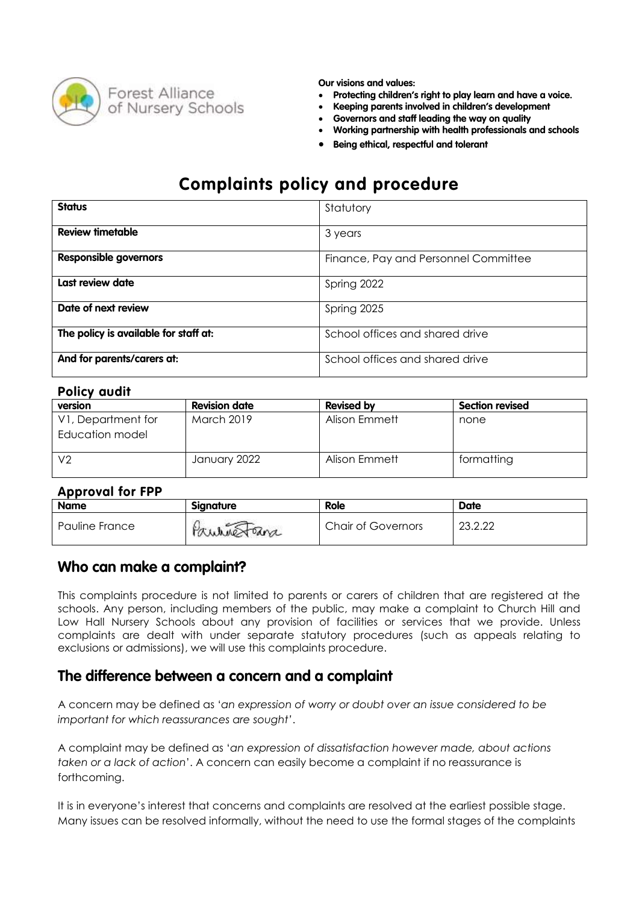Forest Alliance of Nursery Schools

**Our visions and values:**

- **Protecting children's right to play learn and have a voice.**
- **Keeping parents involved in children's development**
- **Governors and staff leading the way on quality**
- **Working partnership with health professionals and schools**
- **Being ethical, respectful and tolerant**

# Complaints policy and procedure

| | |
|---|---|
| **Status** | Statutory |
| **Review timetable** | 3 years |
| **Responsible governors** | Finance, Pay and Personnel Committee |
| **Last review date** | Spring 2022 |
| **Date of next review** | Spring 2025 |
| **The policy is available for staff at:** | School offices and shared drive |
| **And for parents/carers at:** | School offices and shared drive |

### Policy audit

| version | Revision date | Revised by | Section revised |
|---|---|---|---|
| V1, Department for Education model | March 2019 | Alison Emmett | none |
| V2 | January 2022 | Alison Emmett | formatting |

### Approval for FPP

| Name | Signature | Role | Date |
|---|---|---|---|
| Pauline France | Pauline France | Chair of Governors | 23.2.22 |

## Who can make a complaint?

This complaints procedure is not limited to parents or carers of children that are registered at the schools. Any person, including members of the public, may make a complaint to Church Hill and Low Hall Nursery Schools about any provision of facilities or services that we provide. Unless complaints are dealt with under separate statutory procedures (such as appeals relating to exclusions or admissions), we will use this complaints procedure.

## The difference between a concern and a complaint

A concern may be defined as '*an expression of worry or doubt over an issue considered to be important for which reassurances are sought*'.

A complaint may be defined as '*an expression of dissatisfaction however made, about actions taken or a lack of action*'. A concern can easily become a complaint if no reassurance is forthcoming.

It is in everyone's interest that concerns and complaints are resolved at the earliest possible stage. Many issues can be resolved informally, without the need to use the formal stages of the complaints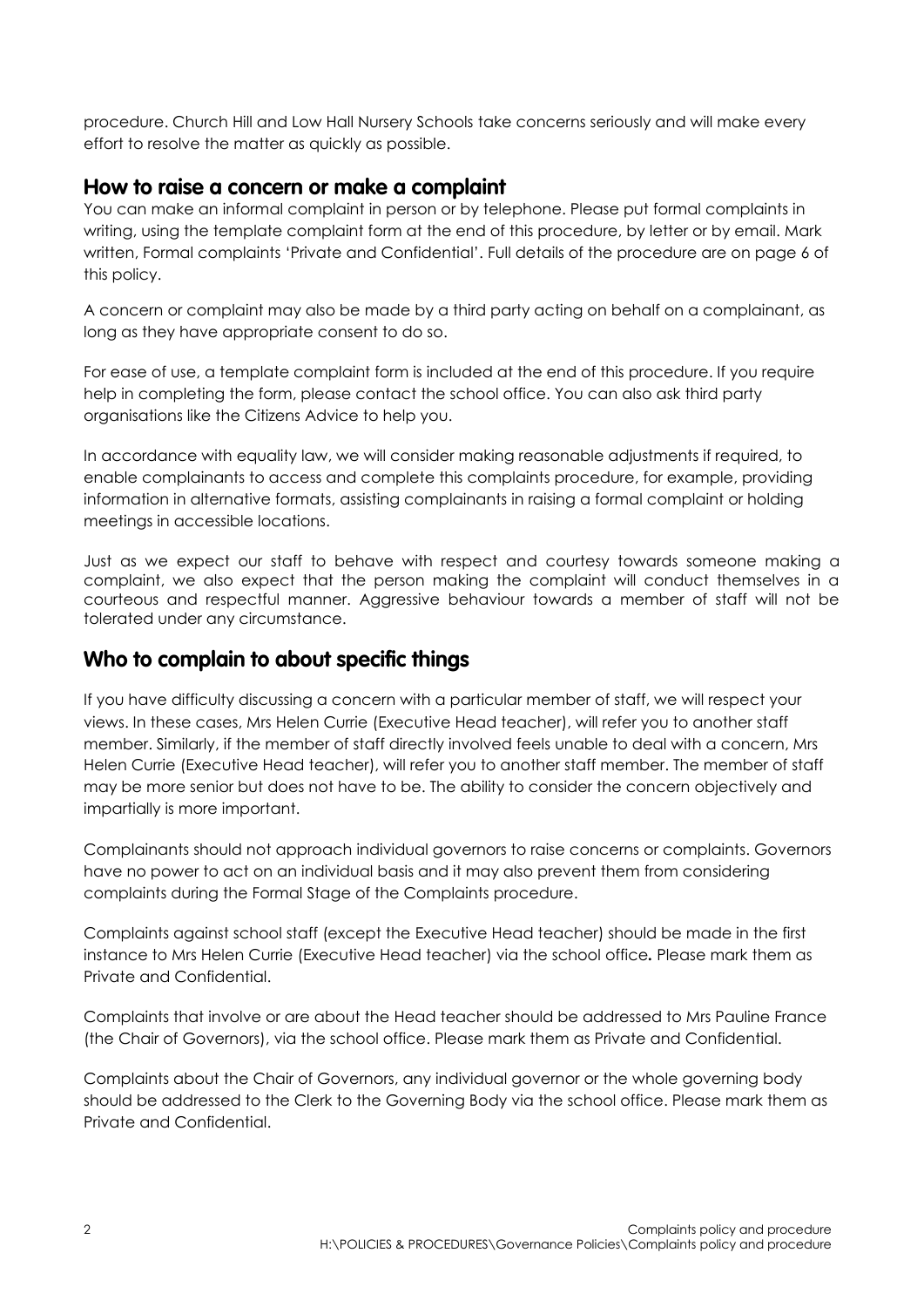procedure. Church Hill and Low Hall Nursery Schools take concerns seriously and will make every effort to resolve the matter as quickly as possible.

## How to raise a concern or make a complaint

You can make an informal complaint in person or by telephone. Please put formal complaints in writing, using the template complaint form at the end of this procedure, by letter or by email. Mark written, Formal complaints 'Private and Confidential'. Full details of the procedure are on page 6 of this policy.

A concern or complaint may also be made by a third party acting on behalf on a complainant, as long as they have appropriate consent to do so.

For ease of use, a template complaint form is included at the end of this procedure. If you require help in completing the form, please contact the school office. You can also ask third party organisations like the Citizens Advice to help you.

In accordance with equality law, we will consider making reasonable adjustments if required, to enable complainants to access and complete this complaints procedure, for example, providing information in alternative formats, assisting complainants in raising a formal complaint or holding meetings in accessible locations.

Just as we expect our staff to behave with respect and courtesy towards someone making a complaint, we also expect that the person making the complaint will conduct themselves in a courteous and respectful manner. Aggressive behaviour towards a member of staff will not be tolerated under any circumstance.

## Who to complain to about specific things

If you have difficulty discussing a concern with a particular member of staff, we will respect your views. In these cases, Mrs Helen Currie (Executive Head teacher), will refer you to another staff member. Similarly, if the member of staff directly involved feels unable to deal with a concern, Mrs Helen Currie (Executive Head teacher), will refer you to another staff member. The member of staff may be more senior but does not have to be. The ability to consider the concern objectively and impartially is more important.

Complainants should not approach individual governors to raise concerns or complaints. Governors have no power to act on an individual basis and it may also prevent them from considering complaints during the Formal Stage of the Complaints procedure.

Complaints against school staff (except the Executive Head teacher) should be made in the first instance to Mrs Helen Currie (Executive Head teacher) via the school office**.** Please mark them as Private and Confidential.

Complaints that involve or are about the Head teacher should be addressed to Mrs Pauline France (the Chair of Governors), via the school office. Please mark them as Private and Confidential.

Complaints about the Chair of Governors, any individual governor or the whole governing body should be addressed to the Clerk to the Governing Body via the school office. Please mark them as Private and Confidential.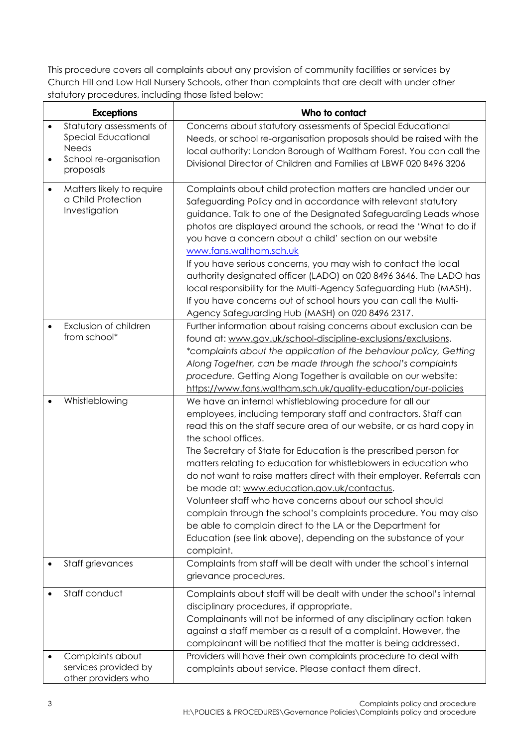This procedure covers all complaints about any provision of community facilities or services by Church Hill and Low Hall Nursery Schools, other than complaints that are dealt with under other statutory procedures, including those listed below:

| Exceptions | Who to contact |
|---|---|
| • Statutory assessments of Special Educational Needs<br>• School re-organisation proposals | Concerns about statutory assessments of Special Educational Needs, or school re-organisation proposals should be raised with the local authority: London Borough of Waltham Forest. You can call the Divisional Director of Children and Families at LBWF 020 8496 3206 |
| • Matters likely to require a Child Protection Investigation | Complaints about child protection matters are handled under our Safeguarding Policy and in accordance with relevant statutory guidance. Talk to one of the Designated Safeguarding Leads whose photos are displayed around the schools, or read the 'What to do if you have a concern about a child' section on our website www.fans.waltham.sch.uk<br>If you have serious concerns, you may wish to contact the local authority designated officer (LADO) on 020 8496 3646. The LADO has local responsibility for the Multi-Agency Safeguarding Hub (MASH). If you have concerns out of school hours you can call the Multi-Agency Safeguarding Hub (MASH) on 020 8496 2317. |
| • Exclusion of children from school* | Further information about raising concerns about exclusion can be found at: www.gov.uk/school-discipline-exclusions/exclusions.<br>*\*complaints about the application of the behaviour policy, Getting Along Together, can be made through the school's complaints procedure.* Getting Along Together is available on our website: https://www.fans.waltham.sch.uk/quality-education/our-policies |
| • Whistleblowing | We have an internal whistleblowing procedure for all our employees, including temporary staff and contractors. Staff can read this on the staff secure area of our website, or as hard copy in the school offices.<br>The Secretary of State for Education is the prescribed person for matters relating to education for whistleblowers in education who do not want to raise matters direct with their employer. Referrals can be made at: www.education.gov.uk/contactus.<br>Volunteer staff who have concerns about our school should complain through the school's complaints procedure. You may also be able to complain direct to the LA or the Department for Education (see link above), depending on the substance of your complaint. |
| • Staff grievances | Complaints from staff will be dealt with under the school's internal grievance procedures. |
| • Staff conduct | Complaints about staff will be dealt with under the school's internal disciplinary procedures, if appropriate.<br>Complainants will not be informed of any disciplinary action taken against a staff member as a result of a complaint. However, the complainant will be notified that the matter is being addressed. |
| • Complaints about services provided by other providers who | Providers will have their own complaints procedure to deal with complaints about service. Please contact them direct. |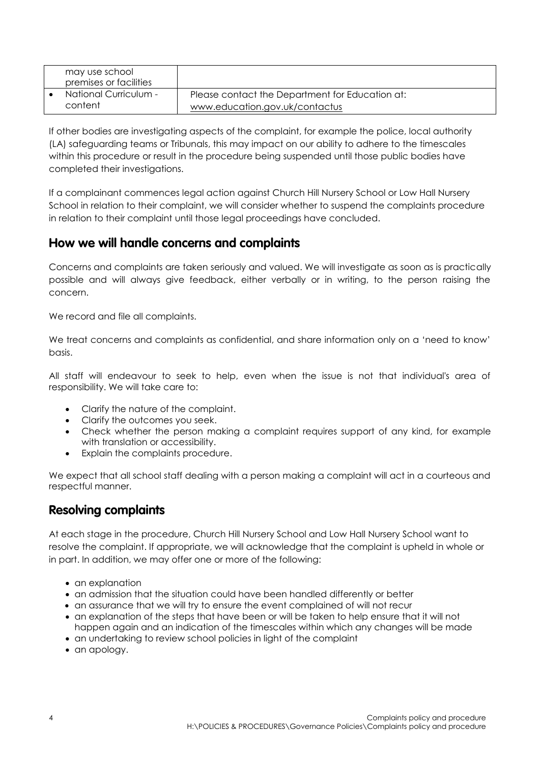| | |
|---|---|
| may use school premises or facilities | |
| • National Curriculum - content | Please contact the Department for Education at: www.education.gov.uk/contactus |

If other bodies are investigating aspects of the complaint, for example the police, local authority (LA) safeguarding teams or Tribunals, this may impact on our ability to adhere to the timescales within this procedure or result in the procedure being suspended until those public bodies have completed their investigations.

If a complainant commences legal action against Church Hill Nursery School or Low Hall Nursery School in relation to their complaint, we will consider whether to suspend the complaints procedure in relation to their complaint until those legal proceedings have concluded.

## How we will handle concerns and complaints

Concerns and complaints are taken seriously and valued. We will investigate as soon as is practically possible and will always give feedback, either verbally or in writing, to the person raising the concern.

We record and file all complaints.

We treat concerns and complaints as confidential, and share information only on a 'need to know' basis.

All staff will endeavour to seek to help, even when the issue is not that individual's area of responsibility. We will take care to:

- Clarify the nature of the complaint.
- Clarify the outcomes you seek.
- Check whether the person making a complaint requires support of any kind, for example with translation or accessibility.
- Explain the complaints procedure.

We expect that all school staff dealing with a person making a complaint will act in a courteous and respectful manner.

## Resolving complaints

At each stage in the procedure, Church Hill Nursery School and Low Hall Nursery School want to resolve the complaint. If appropriate, we will acknowledge that the complaint is upheld in whole or in part. In addition, we may offer one or more of the following:

- an explanation
- an admission that the situation could have been handled differently or better
- an assurance that we will try to ensure the event complained of will not recur
- an explanation of the steps that have been or will be taken to help ensure that it will not happen again and an indication of the timescales within which any changes will be made
- an undertaking to review school policies in light of the complaint
- an apology.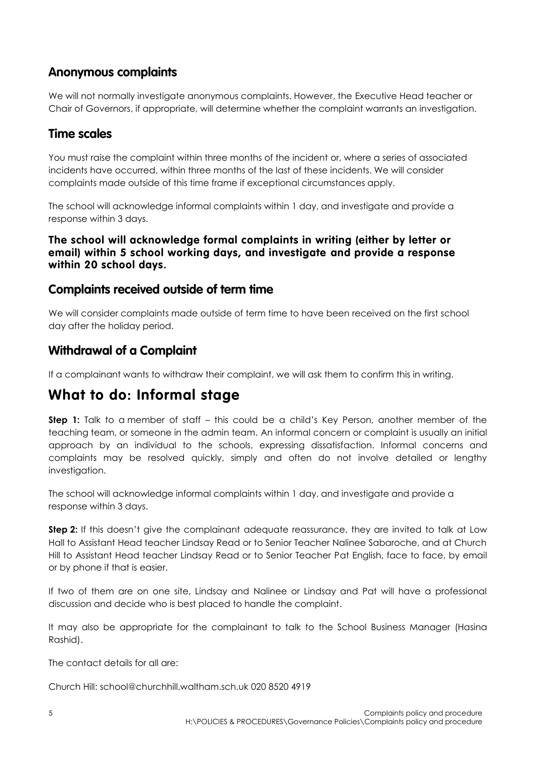## Anonymous complaints

We will not normally investigate anonymous complaints. However, the Executive Head teacher or Chair of Governors, if appropriate, will determine whether the complaint warrants an investigation.

## Time scales

You must raise the complaint within three months of the incident or, where a series of associated incidents have occurred, within three months of the last of these incidents. We will consider complaints made outside of this time frame if exceptional circumstances apply.

The school will acknowledge informal complaints within 1 day, and investigate and provide a response within 3 days.

**The school will acknowledge formal complaints in writing (either by letter or email) within 5 school working days, and investigate and provide a response within 20 school days.**

## Complaints received outside of term time

We will consider complaints made outside of term time to have been received on the first school day after the holiday period.

## Withdrawal of a Complaint

If a complainant wants to withdraw their complaint, we will ask them to confirm this in writing.

# What to do: Informal stage

**Step 1:** Talk to a member of staff – this could be a child's Key Person, another member of the teaching team, or someone in the admin team. An informal concern or complaint is usually an initial approach by an individual to the schools, expressing dissatisfaction. Informal concerns and complaints may be resolved quickly, simply and often do not involve detailed or lengthy investigation.

The school will acknowledge informal complaints within 1 day, and investigate and provide a response within 3 days.

**Step 2:** If this doesn't give the complainant adequate reassurance, they are invited to talk at Low Hall to Assistant Head teacher Lindsay Read or to Senior Teacher Nalinee Sabaroche, and at Church Hill to Assistant Head teacher Lindsay Read or to Senior Teacher Pat English, face to face, by email or by phone if that is easier.

If two of them are on one site, Lindsay and Nalinee or Lindsay and Pat will have a professional discussion and decide who is best placed to handle the complaint.

It may also be appropriate for the complainant to talk to the School Business Manager (Hasina Rashid).

The contact details for all are:

Church Hill: school@churchhill.waltham.sch.uk 020 8520 4919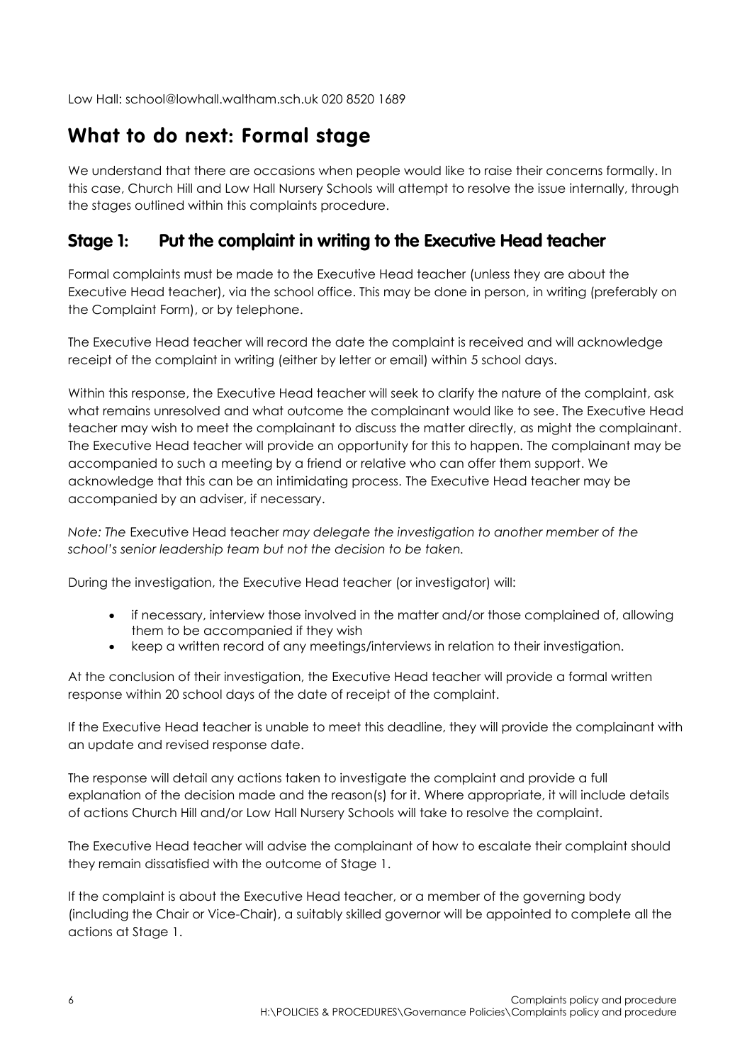Low Hall: school@lowhall.waltham.sch.uk 020 8520 1689

## What to do next: Formal stage

We understand that there are occasions when people would like to raise their concerns formally. In this case, Church Hill and Low Hall Nursery Schools will attempt to resolve the issue internally, through the stages outlined within this complaints procedure.

### Stage 1: Put the complaint in writing to the Executive Head teacher

Formal complaints must be made to the Executive Head teacher (unless they are about the Executive Head teacher), via the school office. This may be done in person, in writing (preferably on the Complaint Form), or by telephone.

The Executive Head teacher will record the date the complaint is received and will acknowledge receipt of the complaint in writing (either by letter or email) within 5 school days.

Within this response, the Executive Head teacher will seek to clarify the nature of the complaint, ask what remains unresolved and what outcome the complainant would like to see. The Executive Head teacher may wish to meet the complainant to discuss the matter directly, as might the complainant. The Executive Head teacher will provide an opportunity for this to happen. The complainant may be accompanied to such a meeting by a friend or relative who can offer them support. We acknowledge that this can be an intimidating process. The Executive Head teacher may be accompanied by an adviser, if necessary.

*Note: The* Executive Head teacher *may delegate the investigation to another member of the school's senior leadership team but not the decision to be taken.*

During the investigation, the Executive Head teacher (or investigator) will:

- if necessary, interview those involved in the matter and/or those complained of, allowing them to be accompanied if they wish
- keep a written record of any meetings/interviews in relation to their investigation.

At the conclusion of their investigation, the Executive Head teacher will provide a formal written response within 20 school days of the date of receipt of the complaint.

If the Executive Head teacher is unable to meet this deadline, they will provide the complainant with an update and revised response date.

The response will detail any actions taken to investigate the complaint and provide a full explanation of the decision made and the reason(s) for it. Where appropriate, it will include details of actions Church Hill and/or Low Hall Nursery Schools will take to resolve the complaint.

The Executive Head teacher will advise the complainant of how to escalate their complaint should they remain dissatisfied with the outcome of Stage 1.

If the complaint is about the Executive Head teacher, or a member of the governing body (including the Chair or Vice-Chair), a suitably skilled governor will be appointed to complete all the actions at Stage 1.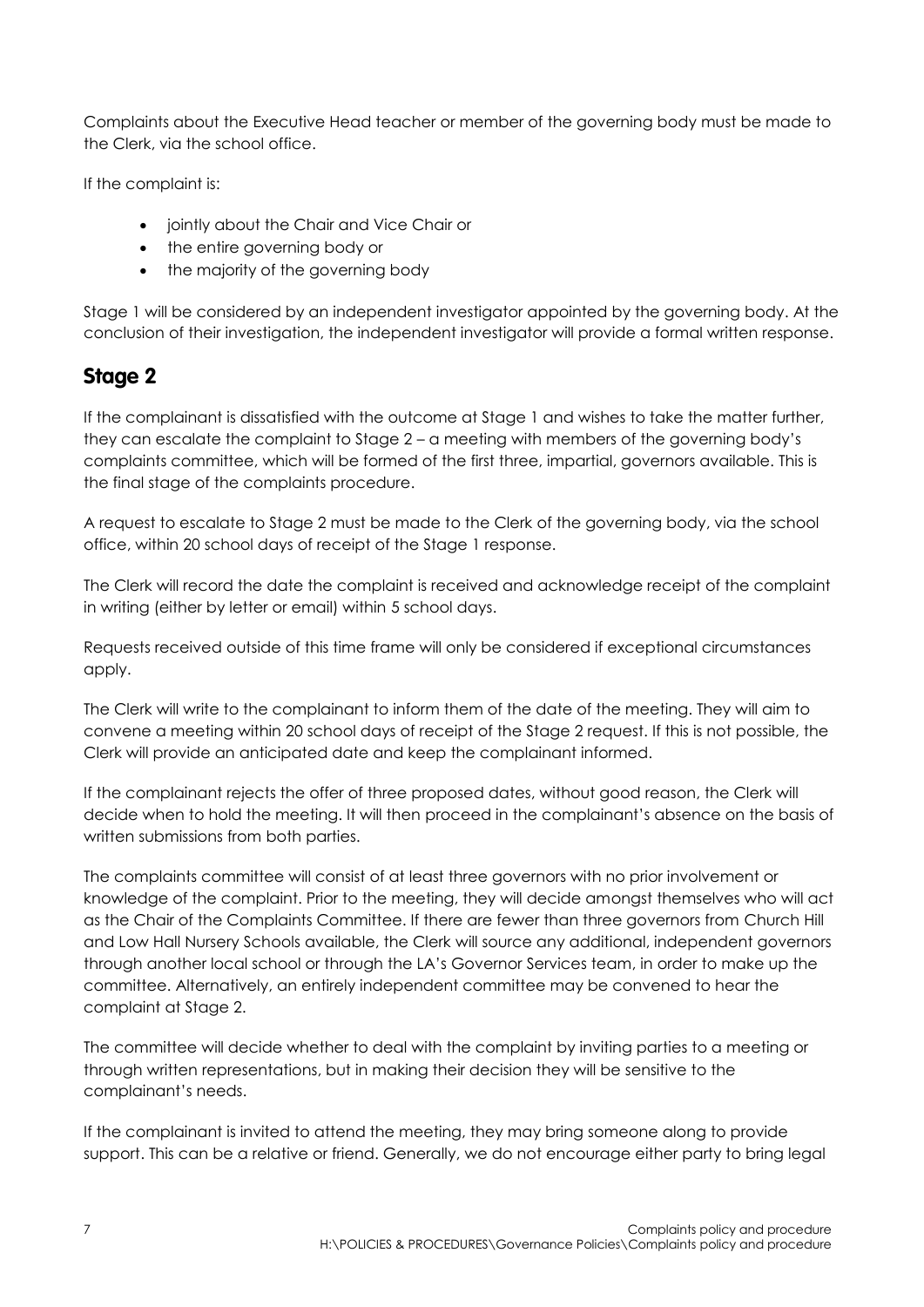Complaints about the Executive Head teacher or member of the governing body must be made to the Clerk, via the school office.

If the complaint is:

- jointly about the Chair and Vice Chair or
- the entire governing body or
- the majority of the governing body

Stage 1 will be considered by an independent investigator appointed by the governing body. At the conclusion of their investigation, the independent investigator will provide a formal written response.

## Stage 2

If the complainant is dissatisfied with the outcome at Stage 1 and wishes to take the matter further, they can escalate the complaint to Stage 2 – a meeting with members of the governing body's complaints committee, which will be formed of the first three, impartial, governors available. This is the final stage of the complaints procedure.

A request to escalate to Stage 2 must be made to the Clerk of the governing body, via the school office, within 20 school days of receipt of the Stage 1 response.

The Clerk will record the date the complaint is received and acknowledge receipt of the complaint in writing (either by letter or email) within 5 school days.

Requests received outside of this time frame will only be considered if exceptional circumstances apply.

The Clerk will write to the complainant to inform them of the date of the meeting. They will aim to convene a meeting within 20 school days of receipt of the Stage 2 request. If this is not possible, the Clerk will provide an anticipated date and keep the complainant informed.

If the complainant rejects the offer of three proposed dates, without good reason, the Clerk will decide when to hold the meeting. It will then proceed in the complainant's absence on the basis of written submissions from both parties.

The complaints committee will consist of at least three governors with no prior involvement or knowledge of the complaint. Prior to the meeting, they will decide amongst themselves who will act as the Chair of the Complaints Committee. If there are fewer than three governors from Church Hill and Low Hall Nursery Schools available, the Clerk will source any additional, independent governors through another local school or through the LA's Governor Services team, in order to make up the committee. Alternatively, an entirely independent committee may be convened to hear the complaint at Stage 2.

The committee will decide whether to deal with the complaint by inviting parties to a meeting or through written representations, but in making their decision they will be sensitive to the complainant's needs.

If the complainant is invited to attend the meeting, they may bring someone along to provide support. This can be a relative or friend. Generally, we do not encourage either party to bring legal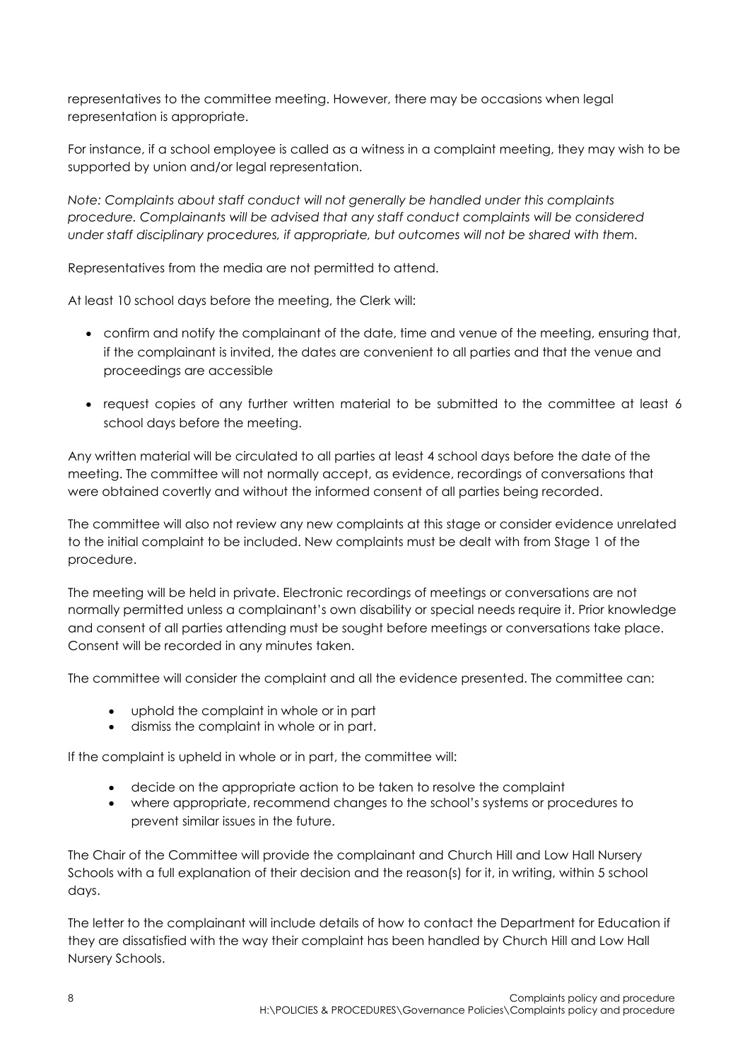representatives to the committee meeting. However, there may be occasions when legal representation is appropriate.

For instance, if a school employee is called as a witness in a complaint meeting, they may wish to be supported by union and/or legal representation.

*Note: Complaints about staff conduct will not generally be handled under this complaints procedure. Complainants will be advised that any staff conduct complaints will be considered under staff disciplinary procedures, if appropriate, but outcomes will not be shared with them.*

Representatives from the media are not permitted to attend.

At least 10 school days before the meeting, the Clerk will:

- confirm and notify the complainant of the date, time and venue of the meeting, ensuring that, if the complainant is invited, the dates are convenient to all parties and that the venue and proceedings are accessible
- request copies of any further written material to be submitted to the committee at least 6 school days before the meeting.

Any written material will be circulated to all parties at least 4 school days before the date of the meeting. The committee will not normally accept, as evidence, recordings of conversations that were obtained covertly and without the informed consent of all parties being recorded.

The committee will also not review any new complaints at this stage or consider evidence unrelated to the initial complaint to be included. New complaints must be dealt with from Stage 1 of the procedure.

The meeting will be held in private. Electronic recordings of meetings or conversations are not normally permitted unless a complainant's own disability or special needs require it. Prior knowledge and consent of all parties attending must be sought before meetings or conversations take place. Consent will be recorded in any minutes taken.

The committee will consider the complaint and all the evidence presented. The committee can:

- uphold the complaint in whole or in part
- dismiss the complaint in whole or in part.

If the complaint is upheld in whole or in part, the committee will:

- decide on the appropriate action to be taken to resolve the complaint
- where appropriate, recommend changes to the school's systems or procedures to prevent similar issues in the future.

The Chair of the Committee will provide the complainant and Church Hill and Low Hall Nursery Schools with a full explanation of their decision and the reason(s) for it, in writing, within 5 school days.

The letter to the complainant will include details of how to contact the Department for Education if they are dissatisfied with the way their complaint has been handled by Church Hill and Low Hall Nursery Schools.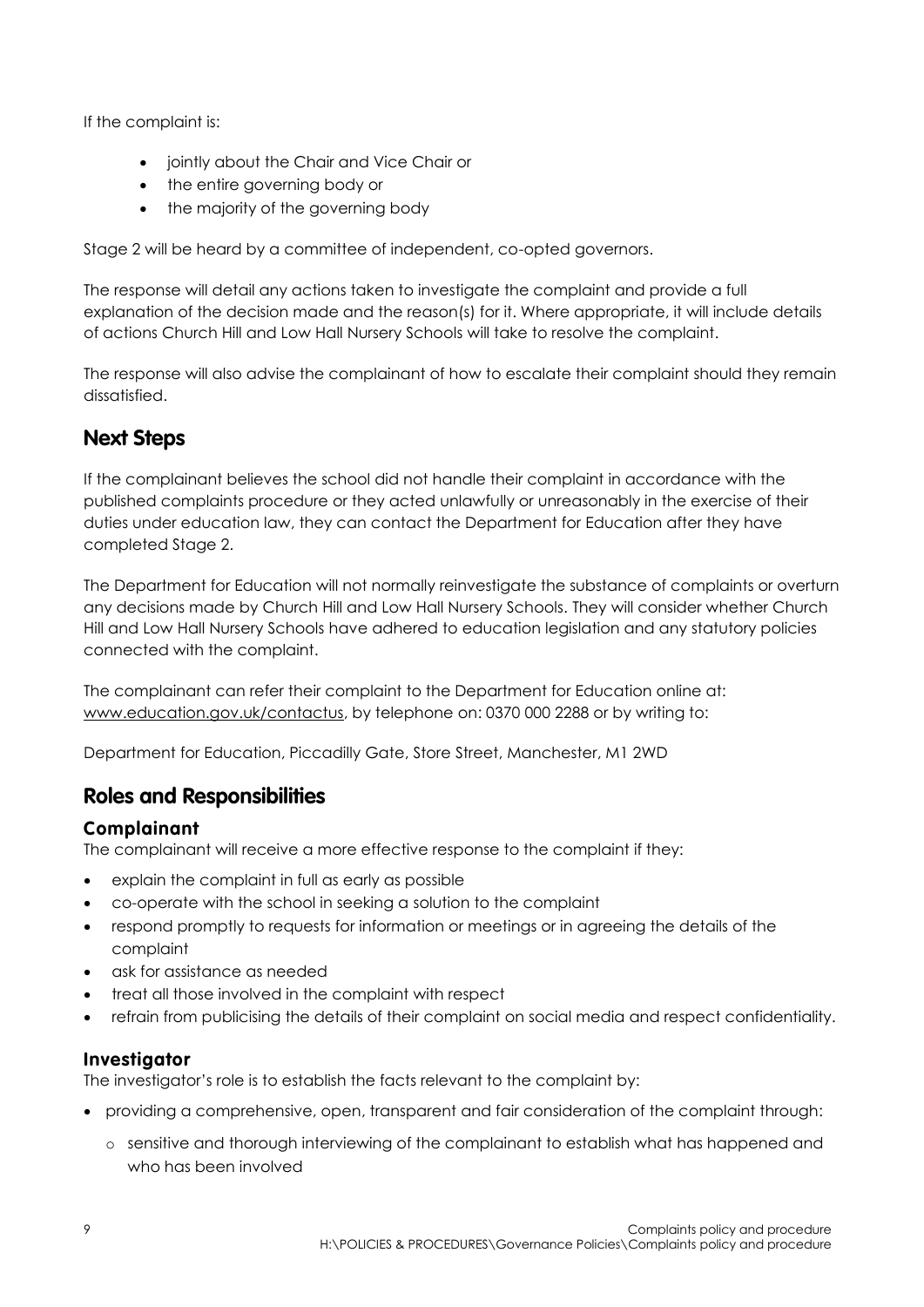If the complaint is:

- jointly about the Chair and Vice Chair or
- the entire governing body or
- the majority of the governing body

Stage 2 will be heard by a committee of independent, co-opted governors.

The response will detail any actions taken to investigate the complaint and provide a full explanation of the decision made and the reason(s) for it. Where appropriate, it will include details of actions Church Hill and Low Hall Nursery Schools will take to resolve the complaint.

The response will also advise the complainant of how to escalate their complaint should they remain dissatisfied.

## Next Steps

If the complainant believes the school did not handle their complaint in accordance with the published complaints procedure or they acted unlawfully or unreasonably in the exercise of their duties under education law, they can contact the Department for Education after they have completed Stage 2.

The Department for Education will not normally reinvestigate the substance of complaints or overturn any decisions made by Church Hill and Low Hall Nursery Schools. They will consider whether Church Hill and Low Hall Nursery Schools have adhered to education legislation and any statutory policies connected with the complaint.

The complainant can refer their complaint to the Department for Education online at: www.education.gov.uk/contactus, by telephone on: 0370 000 2288 or by writing to:

Department for Education, Piccadilly Gate, Store Street, Manchester, M1 2WD

## Roles and Responsibilities

### Complainant

The complainant will receive a more effective response to the complaint if they:

- explain the complaint in full as early as possible
- co-operate with the school in seeking a solution to the complaint
- respond promptly to requests for information or meetings or in agreeing the details of the complaint
- ask for assistance as needed
- treat all those involved in the complaint with respect
- refrain from publicising the details of their complaint on social media and respect confidentiality.

### Investigator

The investigator's role is to establish the facts relevant to the complaint by:

- providing a comprehensive, open, transparent and fair consideration of the complaint through:
    - sensitive and thorough interviewing of the complainant to establish what has happened and who has been involved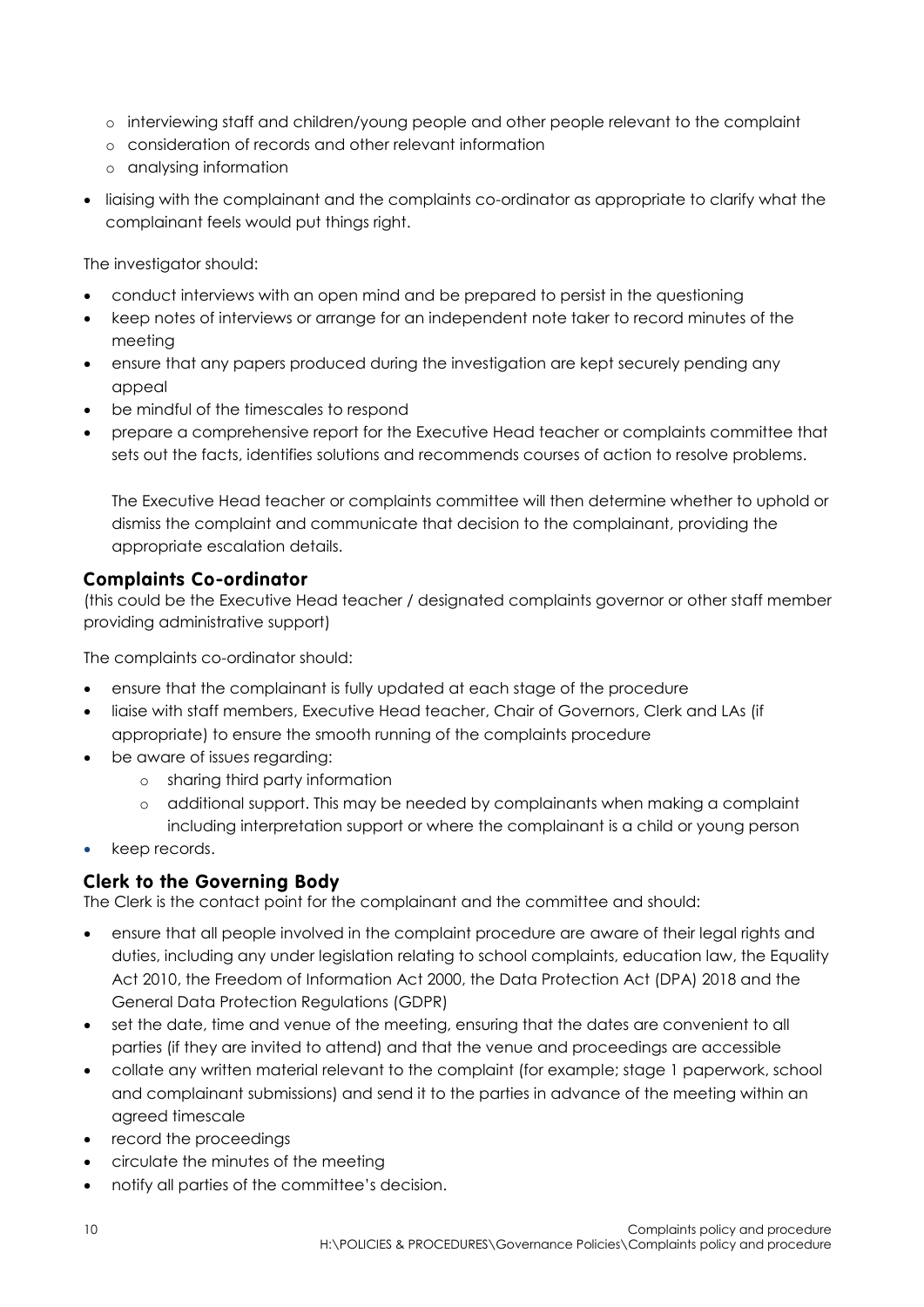- interviewing staff and children/young people and other people relevant to the complaint
  - consideration of records and other relevant information
  - analysing information
- liaising with the complainant and the complaints co-ordinator as appropriate to clarify what the complainant feels would put things right.

The investigator should:

- conduct interviews with an open mind and be prepared to persist in the questioning
- keep notes of interviews or arrange for an independent note taker to record minutes of the meeting
- ensure that any papers produced during the investigation are kept securely pending any appeal
- be mindful of the timescales to respond
- prepare a comprehensive report for the Executive Head teacher or complaints committee that sets out the facts, identifies solutions and recommends courses of action to resolve problems.

  The Executive Head teacher or complaints committee will then determine whether to uphold or dismiss the complaint and communicate that decision to the complainant, providing the appropriate escalation details.

## Complaints Co-ordinator

(this could be the Executive Head teacher / designated complaints governor or other staff member providing administrative support)

The complaints co-ordinator should:

- ensure that the complainant is fully updated at each stage of the procedure
- liaise with staff members, Executive Head teacher, Chair of Governors, Clerk and LAs (if appropriate) to ensure the smooth running of the complaints procedure
- be aware of issues regarding:
  - sharing third party information
  - additional support. This may be needed by complainants when making a complaint including interpretation support or where the complainant is a child or young person
- keep records.

## Clerk to the Governing Body

The Clerk is the contact point for the complainant and the committee and should:

- ensure that all people involved in the complaint procedure are aware of their legal rights and duties, including any under legislation relating to school complaints, education law, the Equality Act 2010, the Freedom of Information Act 2000, the Data Protection Act (DPA) 2018 and the General Data Protection Regulations (GDPR)
- set the date, time and venue of the meeting, ensuring that the dates are convenient to all parties (if they are invited to attend) and that the venue and proceedings are accessible
- collate any written material relevant to the complaint (for example; stage 1 paperwork, school and complainant submissions) and send it to the parties in advance of the meeting within an agreed timescale
- record the proceedings
- circulate the minutes of the meeting
- notify all parties of the committee's decision.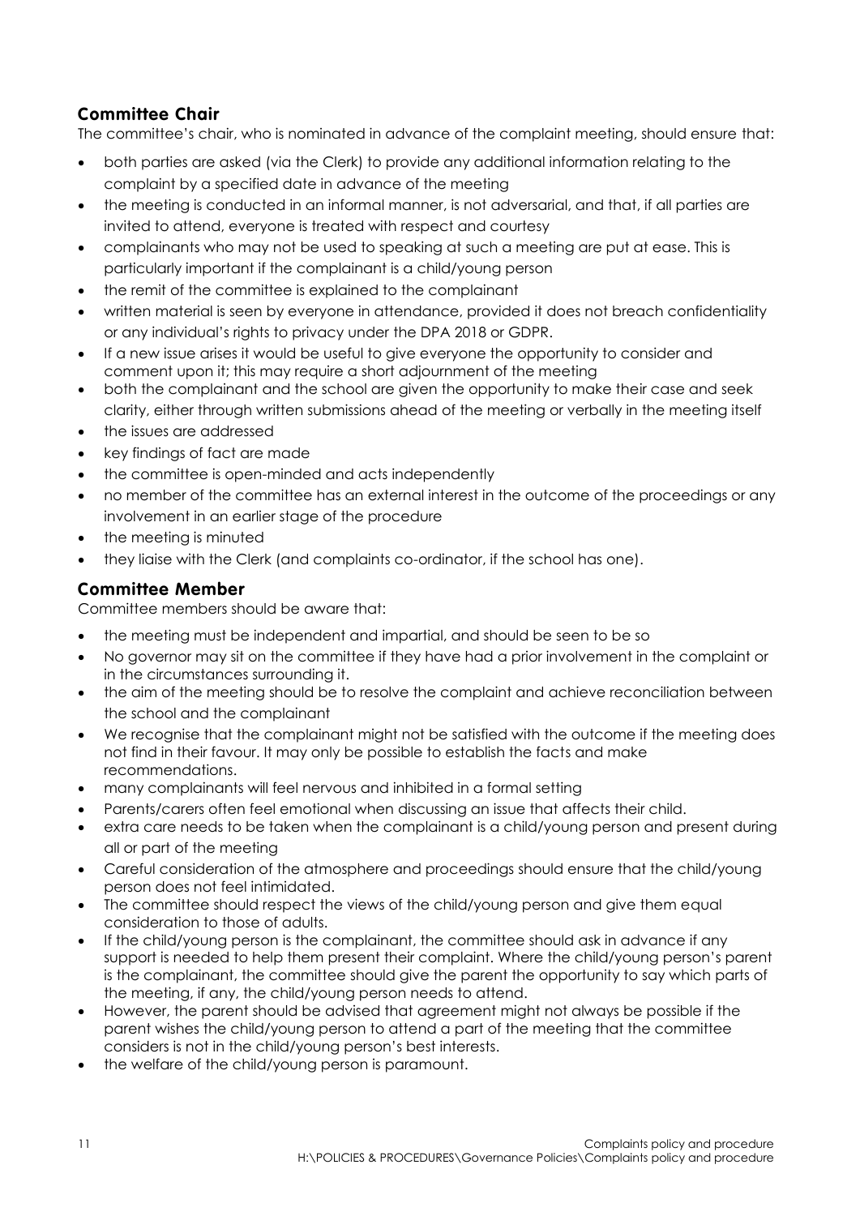## Committee Chair

The committee's chair, who is nominated in advance of the complaint meeting, should ensure that:

- both parties are asked (via the Clerk) to provide any additional information relating to the complaint by a specified date in advance of the meeting
- the meeting is conducted in an informal manner, is not adversarial, and that, if all parties are invited to attend, everyone is treated with respect and courtesy
- complainants who may not be used to speaking at such a meeting are put at ease. This is particularly important if the complainant is a child/young person
- the remit of the committee is explained to the complainant
- written material is seen by everyone in attendance, provided it does not breach confidentiality or any individual's rights to privacy under the DPA 2018 or GDPR.
- If a new issue arises it would be useful to give everyone the opportunity to consider and comment upon it; this may require a short adjournment of the meeting
- both the complainant and the school are given the opportunity to make their case and seek clarity, either through written submissions ahead of the meeting or verbally in the meeting itself
- the issues are addressed
- key findings of fact are made
- the committee is open-minded and acts independently
- no member of the committee has an external interest in the outcome of the proceedings or any involvement in an earlier stage of the procedure
- the meeting is minuted
- they liaise with the Clerk (and complaints co-ordinator, if the school has one).

## Committee Member

Committee members should be aware that:

- the meeting must be independent and impartial, and should be seen to be so
- No governor may sit on the committee if they have had a prior involvement in the complaint or in the circumstances surrounding it.
- the aim of the meeting should be to resolve the complaint and achieve reconciliation between the school and the complainant
- We recognise that the complainant might not be satisfied with the outcome if the meeting does not find in their favour. It may only be possible to establish the facts and make recommendations.
- many complainants will feel nervous and inhibited in a formal setting
- Parents/carers often feel emotional when discussing an issue that affects their child.
- extra care needs to be taken when the complainant is a child/young person and present during all or part of the meeting
- Careful consideration of the atmosphere and proceedings should ensure that the child/young person does not feel intimidated.
- The committee should respect the views of the child/young person and give them equal consideration to those of adults.
- If the child/young person is the complainant, the committee should ask in advance if any support is needed to help them present their complaint. Where the child/young person's parent is the complainant, the committee should give the parent the opportunity to say which parts of the meeting, if any, the child/young person needs to attend.
- However, the parent should be advised that agreement might not always be possible if the parent wishes the child/young person to attend a part of the meeting that the committee considers is not in the child/young person's best interests.
- the welfare of the child/young person is paramount.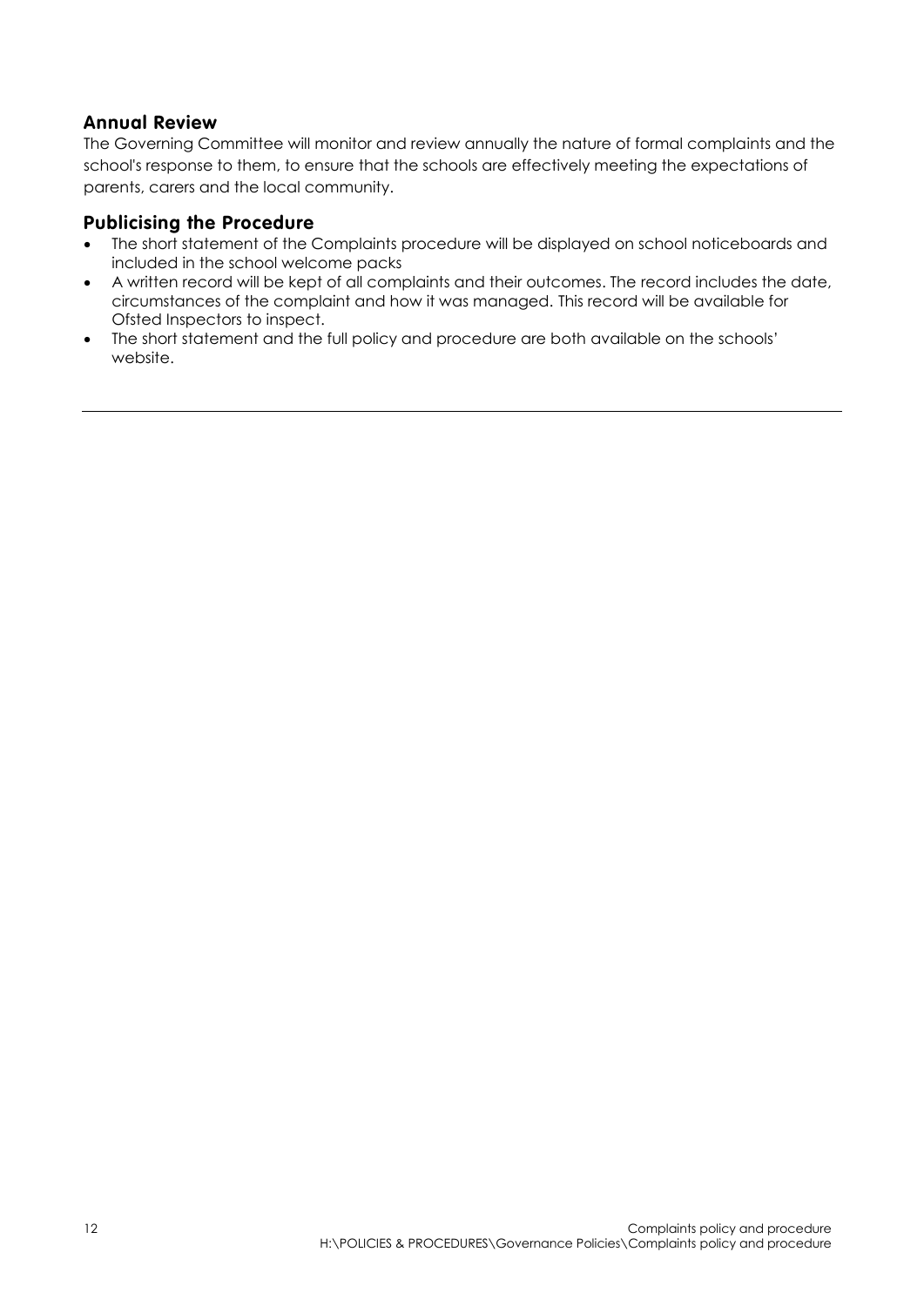## Annual Review

The Governing Committee will monitor and review annually the nature of formal complaints and the school's response to them, to ensure that the schools are effectively meeting the expectations of parents, carers and the local community.

## Publicising the Procedure

- The short statement of the Complaints procedure will be displayed on school noticeboards and included in the school welcome packs
- A written record will be kept of all complaints and their outcomes. The record includes the date, circumstances of the complaint and how it was managed. This record will be available for Ofsted Inspectors to inspect.
- The short statement and the full policy and procedure are both available on the schools' website.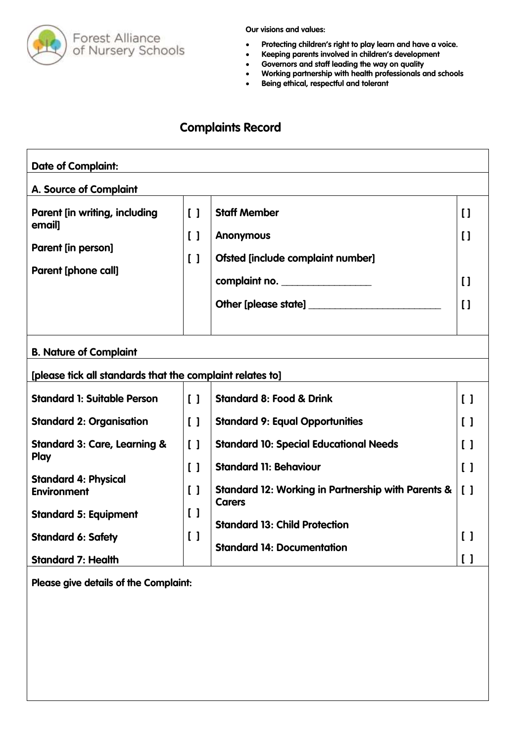Forest Alliance of Nursery Schools

**Our visions and values:**

- **Protecting children's right to play learn and have a voice.**
- **Keeping parents involved in children's development**
- **Governors and staff leading the way on quality**
- **Working partnership with health professionals and schools**
- **Being ethical, respectful and tolerant**

## Complaints Record

**Date of Complaint:**

**A. Source of Complaint**

| | | | |
|---|---|---|---|
| **Parent [in writing, including email]** | [ ] | **Staff Member** | [] |
| **Parent [in person]** | [ ] | **Anonymous** | [] |
| **Parent [phone call]** | [ ] | **Ofsted [include complaint number]** | |
| | | **complaint no. _______________** | [] |
| | | **Other [please state] _______________________** | [] |

**B. Nature of Complaint**

**[please tick all standards that the complaint relates to]**

| | | | |
|---|---|---|---|
| **Standard 1: Suitable Person** | [ ] | **Standard 8: Food & Drink** | [ ] |
| **Standard 2: Organisation** | [ ] | **Standard 9: Equal Opportunities** | [ ] |
| **Standard 3: Care, Learning & Play** | [ ] | **Standard 10: Special Educational Needs** | [ ] |
| **Standard 4: Physical Environment** | [ ] | **Standard 11: Behaviour** | [ ] |
| **Standard 5: Equipment** | [ ] | **Standard 12: Working in Partnership with Parents & Carers** | [ ] |
| **Standard 6: Safety** | [ ] | **Standard 13: Child Protection** | [ ] |
| **Standard 7: Health** | [ ] | **Standard 14: Documentation** | [ ] |

**Please give details of the Complaint:**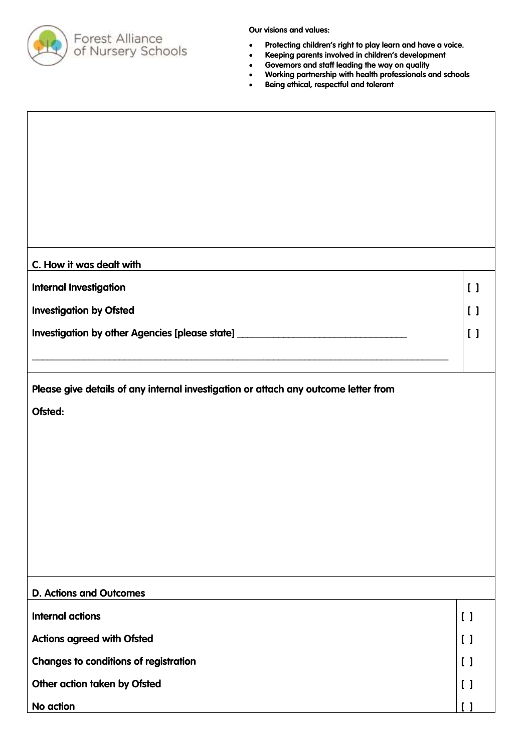Forest Alliance of Nursery Schools

**Our visions and values:**

- **Protecting children's right to play learn and have a voice.**
- **Keeping parents involved in children's development**
- **Governors and staff leading the way on quality**
- **Working partnership with health professionals and schools**
- **Being ethical, respectful and tolerant**

**C. How it was dealt with**

| | |
|---|---|
| **Internal Investigation** | **[ ]** |
| **Investigation by Ofsted** | **[ ]** |
| **Investigation by other Agencies [please state]** ___________________________________ | **[ ]** |
| ___________________________________________________________________________________________ | |

**Please give details of any internal investigation or attach any outcome letter from Ofsted:**

**D. Actions and Outcomes**

| | |
|---|---|
| **Internal actions** | **[ ]** |
| **Actions agreed with Ofsted** | **[ ]** |
| **Changes to conditions of registration** | **[ ]** |
| **Other action taken by Ofsted** | **[ ]** |
| **No action** | **[ ]** |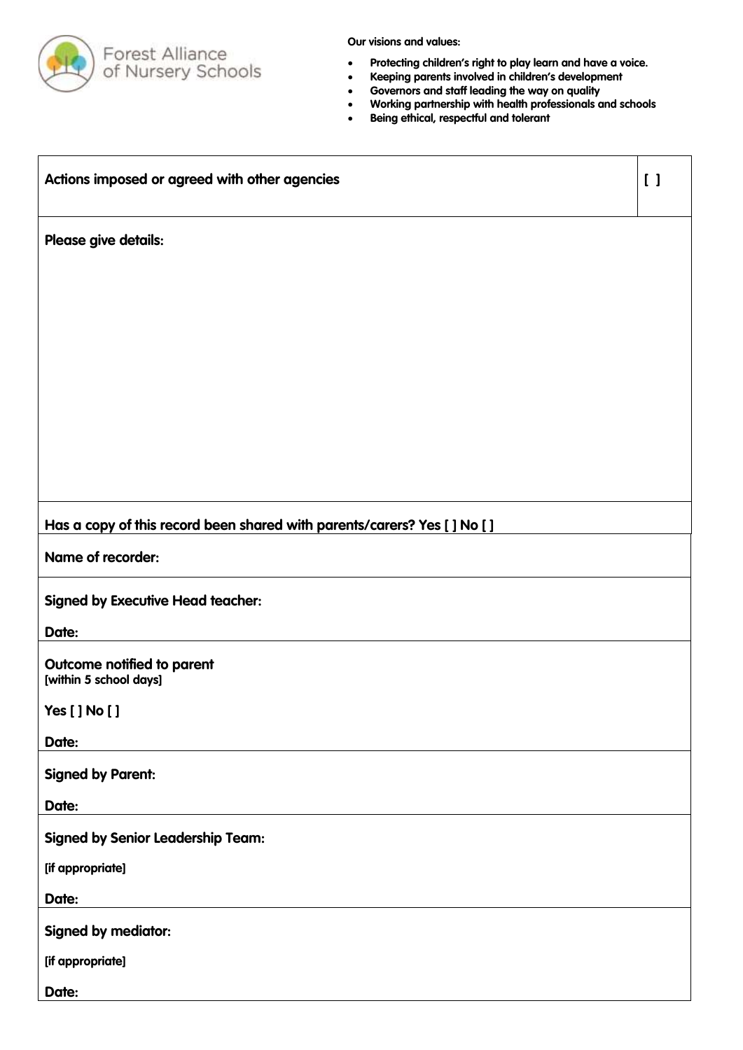Forest Alliance of Nursery Schools

**Our visions and values:**

- **Protecting children's right to play learn and have a voice.**
- **Keeping parents involved in children's development**
- **Governors and staff leading the way on quality**
- **Working partnership with health professionals and schools**
- **Being ethical, respectful and tolerant**

| **Actions imposed or agreed with other agencies** | [ ] |
|---|---|

**Please give details:**

**Has a copy of this record been shared with parents/carers? Yes [ ] No [ ]**

**Name of recorder:**

**Signed by Executive Head teacher:**

**Date:**

**Outcome notified to parent**
**[within 5 school days]**

**Yes [ ] No [ ]**

**Date:**

**Signed by Parent:**

**Date:**

**Signed by Senior Leadership Team:**

**[if appropriate]**

**Date:**

**Signed by mediator:**

**[if appropriate]**

**Date:**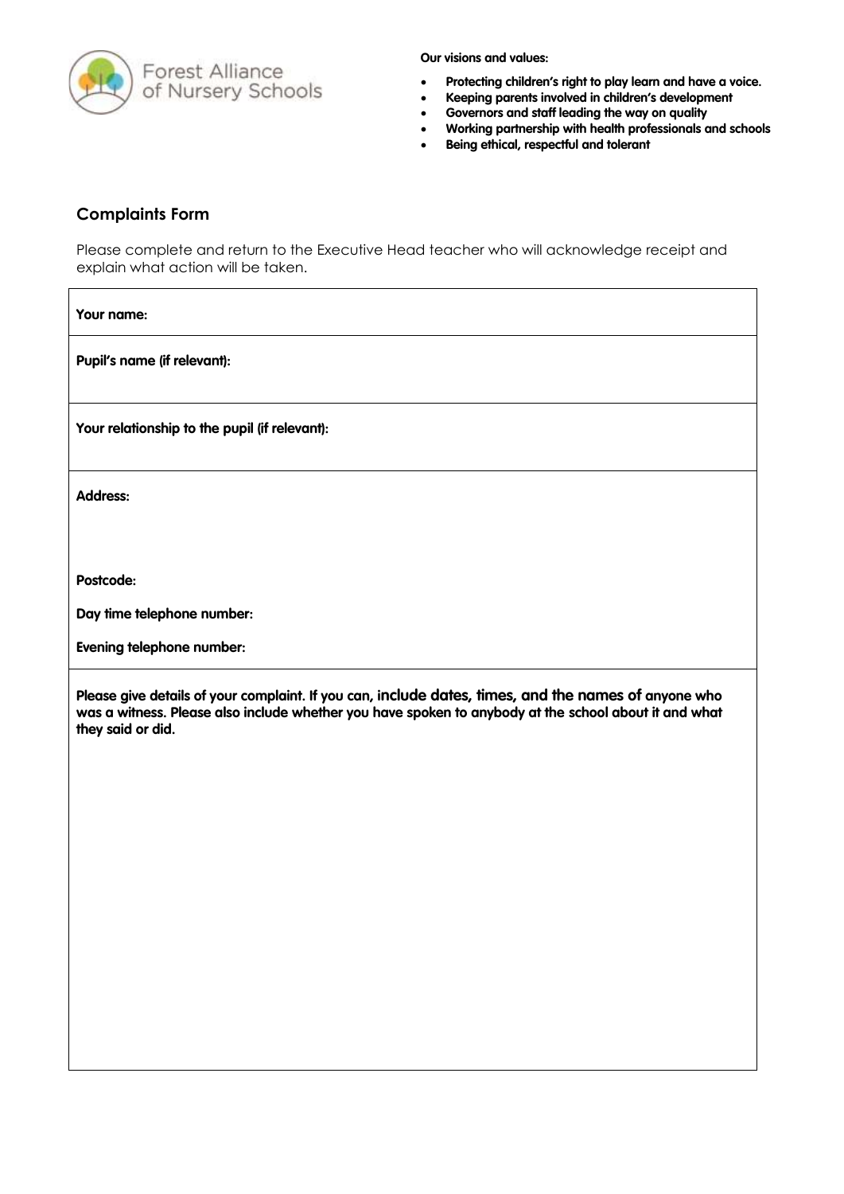Forest Alliance of Nursery Schools

**Our visions and values:**

- **Protecting children's right to play learn and have a voice.**
- **Keeping parents involved in children's development**
- **Governors and staff leading the way on quality**
- **Working partnership with health professionals and schools**
- **Being ethical, respectful and tolerant**

## Complaints Form

Please complete and return to the Executive Head teacher who will acknowledge receipt and explain what action will be taken.

| |
|---|
| **Your name:** |
| **Pupil's name (if relevant):** |
| **Your relationship to the pupil (if relevant):** |
| **Address:** <br><br> **Postcode:** <br> **Day time telephone number:** <br> **Evening telephone number:** |
| **Please give details of your complaint. If you can, include dates, times, and the names of anyone who was a witness. Please also include whether you have spoken to anybody at the school about it and what they said or did.** |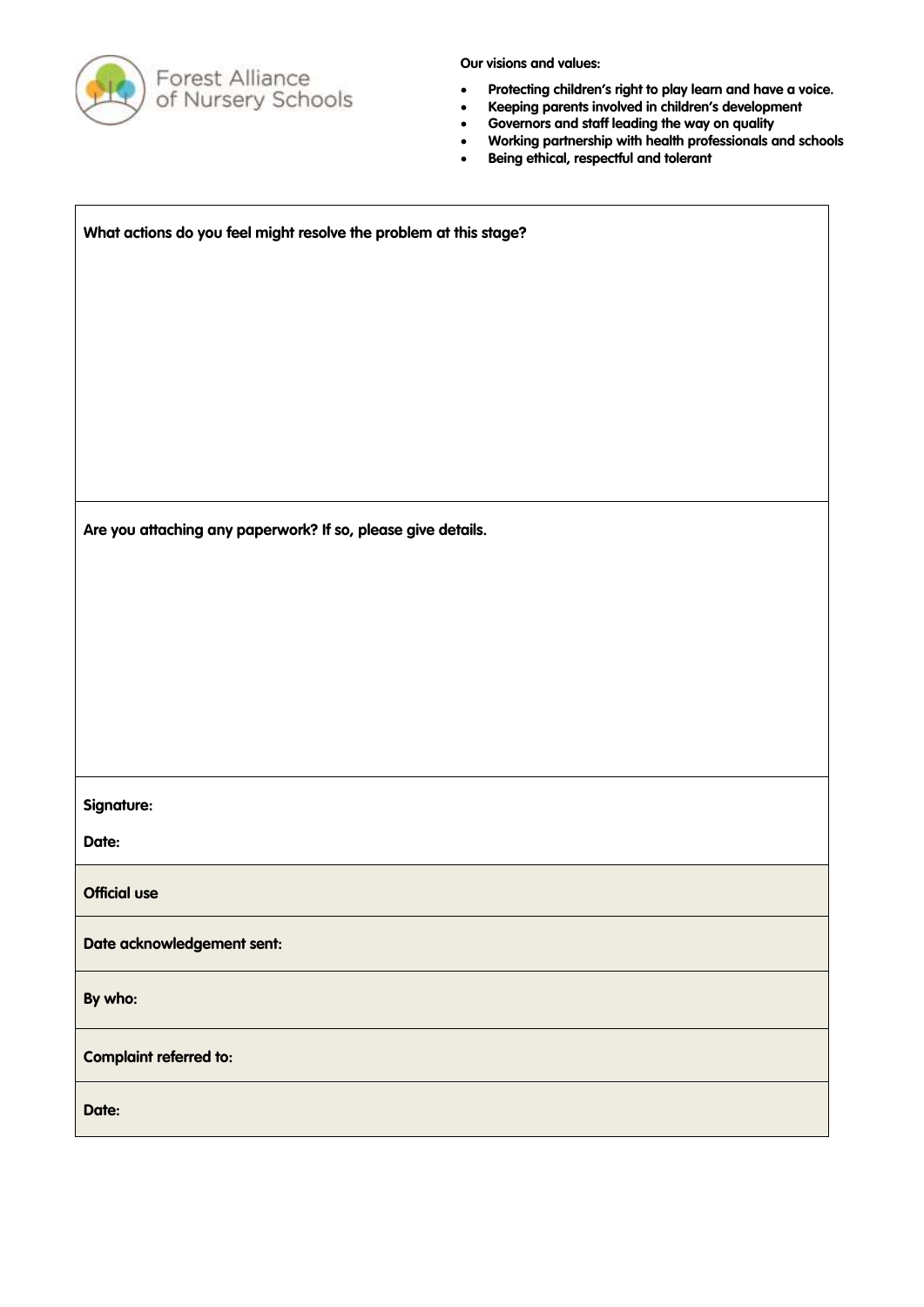Forest Alliance of Nursery Schools

**Our visions and values:**

- **Protecting children's right to play learn and have a voice.**
- **Keeping parents involved in children's development**
- **Governors and staff leading the way on quality**
- **Working partnership with health professionals and schools**
- **Being ethical, respectful and tolerant**

| |
|---|
| **What actions do you feel might resolve the problem at this stage?** |
| **Are you attaching any paperwork? If so, please give details.** |
| **Signature:**<br><br>**Date:** |
| **Official use** |
| **Date acknowledgement sent:** |
| **By who:** |
| **Complaint referred to:** |
| **Date:** |